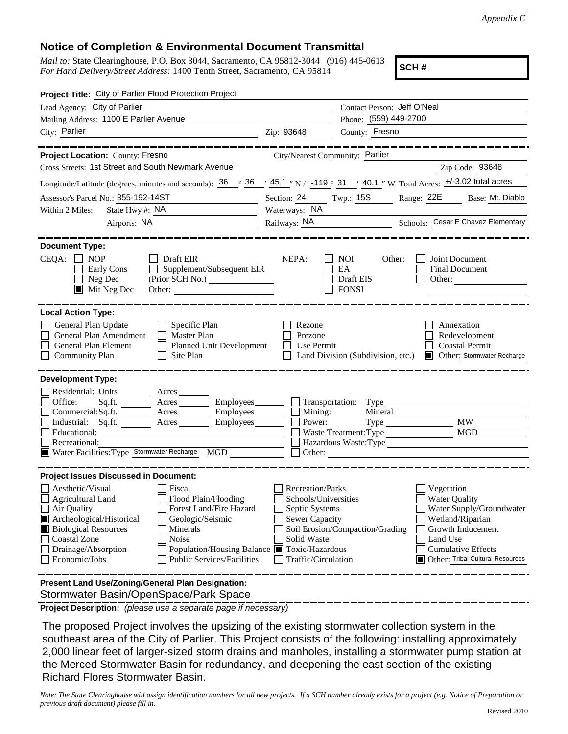*Appendix C*

## Notice of Completion & Environmental Document Transmittal

*Mail to:* State Clearinghouse, P.O. Box 3044, Sacramento, CA 95812-3044 (916) 445-0613
*For Hand Delivery/Street Address:* 1400 Tenth Street, Sacramento, CA 95814

**SCH #**

**Project Title:** City of Parlier Flood Protection Project

Lead Agency: City of Parlier
Contact Person: Jeff O'Neal
Mailing Address: 1100 E Parlier Avenue
Phone: (559) 449-2700
City: Parlier
Zip: 93648
County: Fresno

**Project Location:** County: Fresno
City/Nearest Community: Parlier
Cross Streets: 1st Street and South Newmark Avenue
Zip Code: 93648
Longitude/Latitude (degrees, minutes and seconds): 36 ° 36 ′ 45.1 ″ N / -119 ° 31 ′ 40.1 ″ W Total Acres: +/-3.02 total acres
Assessor's Parcel No.: 355-192-14ST
Section: 24 Twp.: 15S Range: 22E Base: Mt. Diablo
Within 2 Miles: State Hwy #: NA
Waterways: NA
Airports: NA
Railways: NA
Schools: Cesar E Chavez Elementary

**Document Type:**

CEQA: ☐ NOP ☐ Early Cons ☐ Neg Dec ☒ Mit Neg Dec ☐ Draft EIR ☐ Supplement/Subsequent EIR (Prior SCH No.) ______ Other: ______

NEPA: ☐ NOI ☐ EA ☐ Draft EIS ☐ FONSI

Other: ☐ Joint Document ☐ Final Document ☐ Other: ______

**Local Action Type:**

☐ General Plan Update ☐ General Plan Amendment ☐ General Plan Element ☐ Community Plan ☐ Specific Plan ☐ Master Plan ☐ Planned Unit Development ☐ Site Plan ☐ Rezone ☐ Prezone ☐ Use Permit ☐ Land Division (Subdivision, etc.) ☐ Annexation ☐ Redevelopment ☐ Coastal Permit ☒ Other: Stormwater Recharge

**Development Type:**

☐ Residential: Units ______ Acres ______
☐ Office: Sq.ft. ______ Acres ______ Employees ______
☐ Commercial: Sq.ft. ______ Acres ______ Employees ______
☐ Industrial: Sq.ft. ______ Acres ______ Employees ______
☐ Educational: ______
☐ Recreational: ______
☒ Water Facilities: Type Stormwater Recharge MGD ______
☐ Transportation: Type ______
☐ Mining: Mineral ______
☐ Power: Type ______ MW ______
☐ Waste Treatment: Type ______ MGD ______
☐ Hazardous Waste: Type ______
☐ Other: ______

**Project Issues Discussed in Document:**

☐ Aesthetic/Visual ☐ Agricultural Land ☐ Air Quality ☒ Archeological/Historical ☒ Biological Resources ☐ Coastal Zone ☐ Drainage/Absorption ☐ Economic/Jobs ☐ Fiscal ☐ Flood Plain/Flooding ☐ Forest Land/Fire Hazard ☐ Geologic/Seismic ☐ Minerals ☐ Noise ☐ Population/Housing Balance ☐ Public Services/Facilities ☐ Recreation/Parks ☐ Schools/Universities ☐ Septic Systems ☐ Sewer Capacity ☐ Soil Erosion/Compaction/Grading ☐ Solid Waste ☒ Toxic/Hazardous ☐ Traffic/Circulation ☐ Vegetation ☐ Water Quality ☐ Water Supply/Groundwater ☐ Wetland/Riparian ☐ Growth Inducement ☐ Land Use ☐ Cumulative Effects ☒ Other: Tribal Cultural Resources

**Present Land Use/Zoning/General Plan Designation:**
Stormwater Basin/OpenSpace/Park Space

**Project Description:** *(please use a separate page if necessary)*

The proposed Project involves the upsizing of the existing stormwater collection system in the southeast area of the City of Parlier. This Project consists of the following: installing approximately 2,000 linear feet of larger-sized storm drains and manholes, installing a stormwater pump station at the Merced Stormwater Basin for redundancy, and deepening the east section of the existing Richard Flores Stormwater Basin.

*Note: The State Clearinghouse will assign identification numbers for all new projects. If a SCH number already exists for a project (e.g. Notice of Preparation or previous draft document) please fill in.*

Revised 2010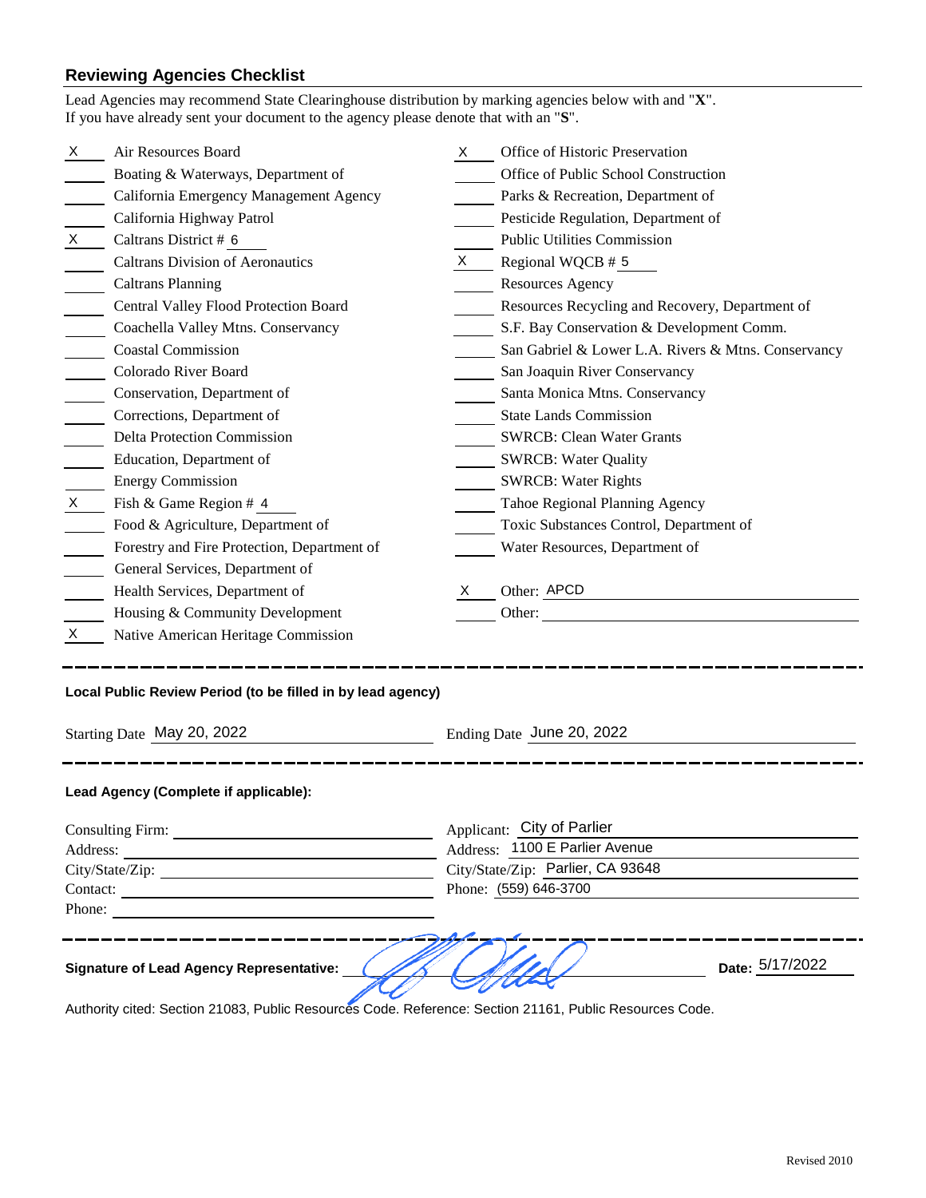## Reviewing Agencies Checklist

Lead Agencies may recommend State Clearinghouse distribution by marking agencies below with and "**X**".
If you have already sent your document to the agency please denote that with an "**S**".

| | | | |
|---|---|---|---|
| X | Air Resources Board | X | Office of Historic Preservation |
| | Boating & Waterways, Department of | | Office of Public School Construction |
| | California Emergency Management Agency | | Parks & Recreation, Department of |
| | California Highway Patrol | | Pesticide Regulation, Department of |
| X | Caltrans District # 6 | | Public Utilities Commission |
| | Caltrans Division of Aeronautics | X | Regional WQCB # 5 |
| | Caltrans Planning | | Resources Agency |
| | Central Valley Flood Protection Board | | Resources Recycling and Recovery, Department of |
| | Coachella Valley Mtns. Conservancy | | S.F. Bay Conservation & Development Comm. |
| | Coastal Commission | | San Gabriel & Lower L.A. Rivers & Mtns. Conservancy |
| | Colorado River Board | | San Joaquin River Conservancy |
| | Conservation, Department of | | Santa Monica Mtns. Conservancy |
| | Corrections, Department of | | State Lands Commission |
| | Delta Protection Commission | | SWRCB: Clean Water Grants |
| | Education, Department of | | SWRCB: Water Quality |
| | Energy Commission | | SWRCB: Water Rights |
| X | Fish & Game Region # 4 | | Tahoe Regional Planning Agency |
| | Food & Agriculture, Department of | | Toxic Substances Control, Department of |
| | Forestry and Fire Protection, Department of | | Water Resources, Department of |
| | General Services, Department of | | |
| | Health Services, Department of | X | Other: APCD |
| | Housing & Community Development | | Other: |
| X | Native American Heritage Commission | | |

---

**Local Public Review Period (to be filled in by lead agency)**

Starting Date May 20, 2022 Ending Date June 20, 2022

---

**Lead Agency (Complete if applicable):**

| | |
|---|---|
| Consulting Firm: | Applicant: City of Parlier |
| Address: | Address: 1100 E Parlier Avenue |
| City/State/Zip: | City/State/Zip: Parlier, CA 93648 |
| Contact: | Phone: (559) 646-3700 |
| Phone: | |

---

**Signature of Lead Agency Representative:** **Date:** 5/17/2022

Authority cited: Section 21083, Public Resources Code. Reference: Section 21161, Public Resources Code.

Revised 2010